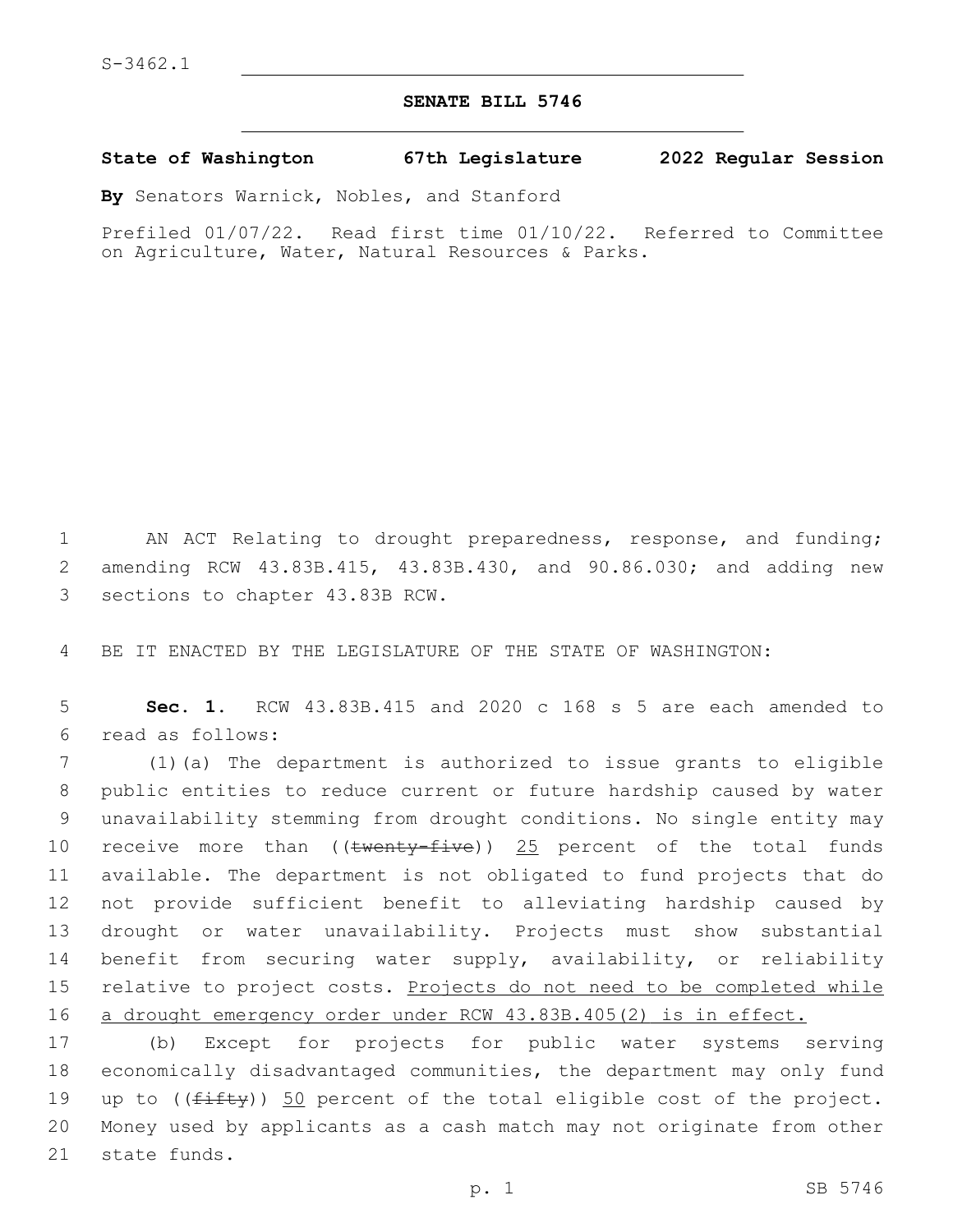S-3462.1

# SENATE BILL 5746

**State of Washington 67th Legislature 2022 Regular Session**

**By** Senators Warnick, Nobles, and Stanford

Prefiled 01/07/22. Read first time 01/10/22. Referred to Committee on Agriculture, Water, Natural Resources & Parks.

AN ACT Relating to drought preparedness, response, and funding; amending RCW 43.83B.415, 43.83B.430, and 90.86.030; and adding new sections to chapter 43.83B RCW.

BE IT ENACTED BY THE LEGISLATURE OF THE STATE OF WASHINGTON:

**Sec. 1.** RCW 43.83B.415 and 2020 c 168 s 5 are each amended to read as follows:

(1)(a) The department is authorized to issue grants to eligible public entities to reduce current or future hardship caused by water unavailability stemming from drought conditions. No single entity may receive more than ((~~twenty-five~~)) <u>25</u> percent of the total funds available. The department is not obligated to fund projects that do not provide sufficient benefit to alleviating hardship caused by drought or water unavailability. Projects must show substantial benefit from securing water supply, availability, or reliability relative to project costs. <u>Projects do not need to be completed while a drought emergency order under RCW 43.83B.405(2) is in effect.</u>

(b) Except for projects for public water systems serving economically disadvantaged communities, the department may only fund up to ((~~fifty~~)) <u>50</u> percent of the total eligible cost of the project. Money used by applicants as a cash match may not originate from other state funds.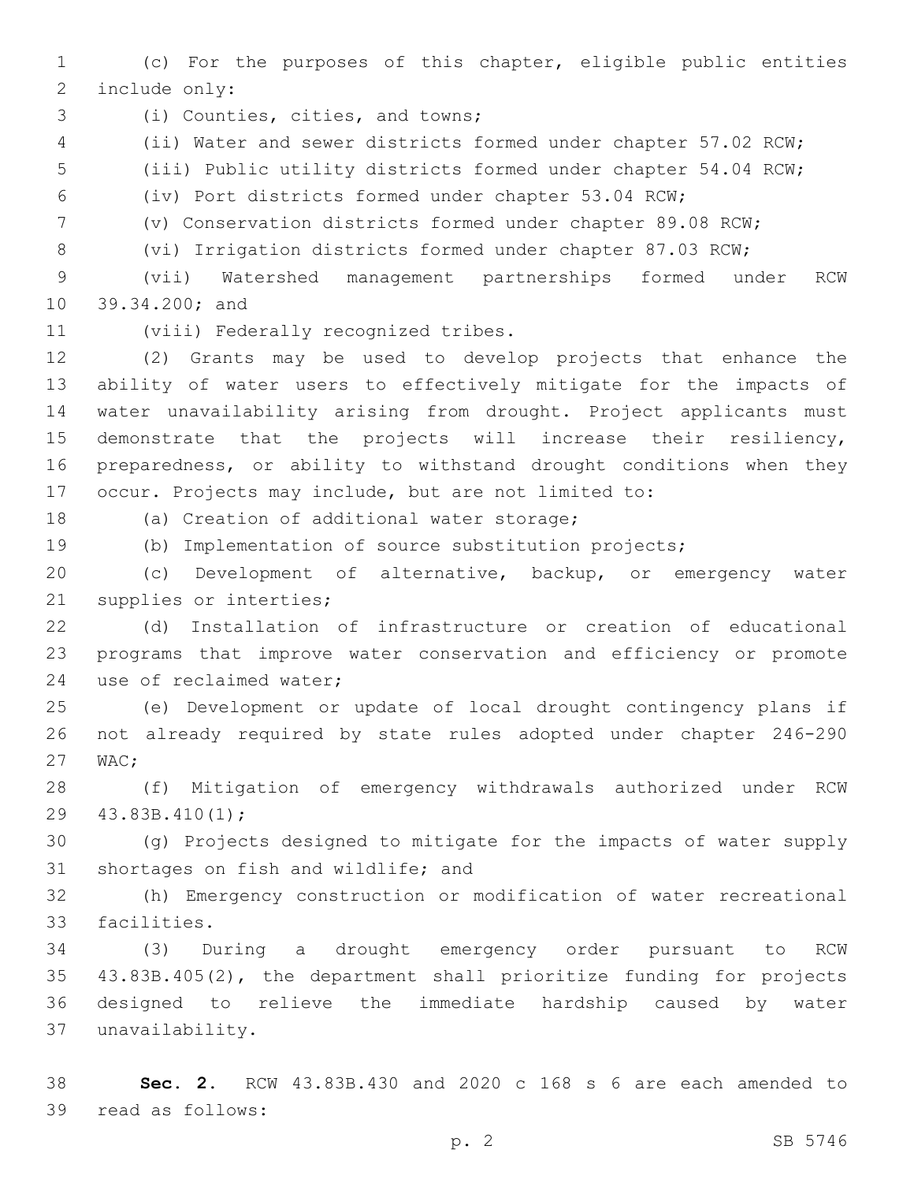(c) For the purposes of this chapter, eligible public entities include only:

(i) Counties, cities, and towns;

(ii) Water and sewer districts formed under chapter 57.02 RCW;

(iii) Public utility districts formed under chapter 54.04 RCW;

(iv) Port districts formed under chapter 53.04 RCW;

(v) Conservation districts formed under chapter 89.08 RCW;

(vi) Irrigation districts formed under chapter 87.03 RCW;

(vii) Watershed management partnerships formed under RCW 39.34.200; and

(viii) Federally recognized tribes.

(2) Grants may be used to develop projects that enhance the ability of water users to effectively mitigate for the impacts of water unavailability arising from drought. Project applicants must demonstrate that the projects will increase their resiliency, preparedness, or ability to withstand drought conditions when they occur. Projects may include, but are not limited to:

(a) Creation of additional water storage;

(b) Implementation of source substitution projects;

(c) Development of alternative, backup, or emergency water supplies or interties;

(d) Installation of infrastructure or creation of educational programs that improve water conservation and efficiency or promote use of reclaimed water;

(e) Development or update of local drought contingency plans if not already required by state rules adopted under chapter 246-290 WAC;

(f) Mitigation of emergency withdrawals authorized under RCW 43.83B.410(1);

(g) Projects designed to mitigate for the impacts of water supply shortages on fish and wildlife; and

(h) Emergency construction or modification of water recreational facilities.

(3) During a drought emergency order pursuant to RCW 43.83B.405(2), the department shall prioritize funding for projects designed to relieve the immediate hardship caused by water unavailability.

**Sec. 2.** RCW 43.83B.430 and 2020 c 168 s 6 are each amended to read as follows: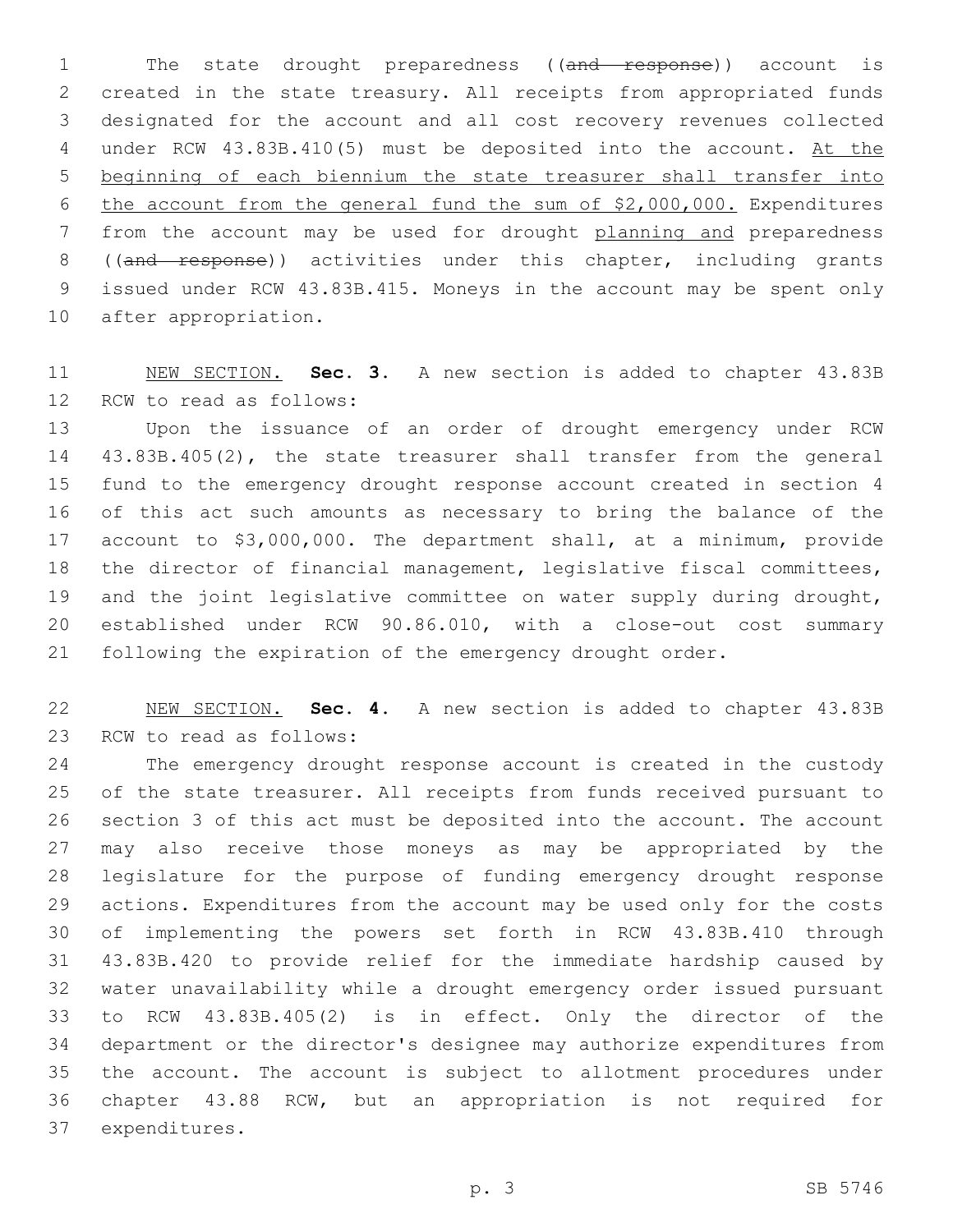The state drought preparedness ((~~and response~~)) account is created in the state treasury. All receipts from appropriated funds designated for the account and all cost recovery revenues collected under RCW 43.83B.410(5) must be deposited into the account. <u>At the beginning of each biennium the state treasurer shall transfer into the account from the general fund the sum of $2,000,000.</u> Expenditures from the account may be used for drought <u>planning and</u> preparedness ((~~and response~~)) activities under this chapter, including grants issued under RCW 43.83B.415. Moneys in the account may be spent only after appropriation.

<u>NEW SECTION.</u> **Sec. 3.** A new section is added to chapter 43.83B RCW to read as follows:

Upon the issuance of an order of drought emergency under RCW 43.83B.405(2), the state treasurer shall transfer from the general fund to the emergency drought response account created in section 4 of this act such amounts as necessary to bring the balance of the account to $3,000,000. The department shall, at a minimum, provide the director of financial management, legislative fiscal committees, and the joint legislative committee on water supply during drought, established under RCW 90.86.010, with a close-out cost summary following the expiration of the emergency drought order.

<u>NEW SECTION.</u> **Sec. 4.** A new section is added to chapter 43.83B RCW to read as follows:

The emergency drought response account is created in the custody of the state treasurer. All receipts from funds received pursuant to section 3 of this act must be deposited into the account. The account may also receive those moneys as may be appropriated by the legislature for the purpose of funding emergency drought response actions. Expenditures from the account may be used only for the costs of implementing the powers set forth in RCW 43.83B.410 through 43.83B.420 to provide relief for the immediate hardship caused by water unavailability while a drought emergency order issued pursuant to RCW 43.83B.405(2) is in effect. Only the director of the department or the director's designee may authorize expenditures from the account. The account is subject to allotment procedures under chapter 43.88 RCW, but an appropriation is not required for expenditures.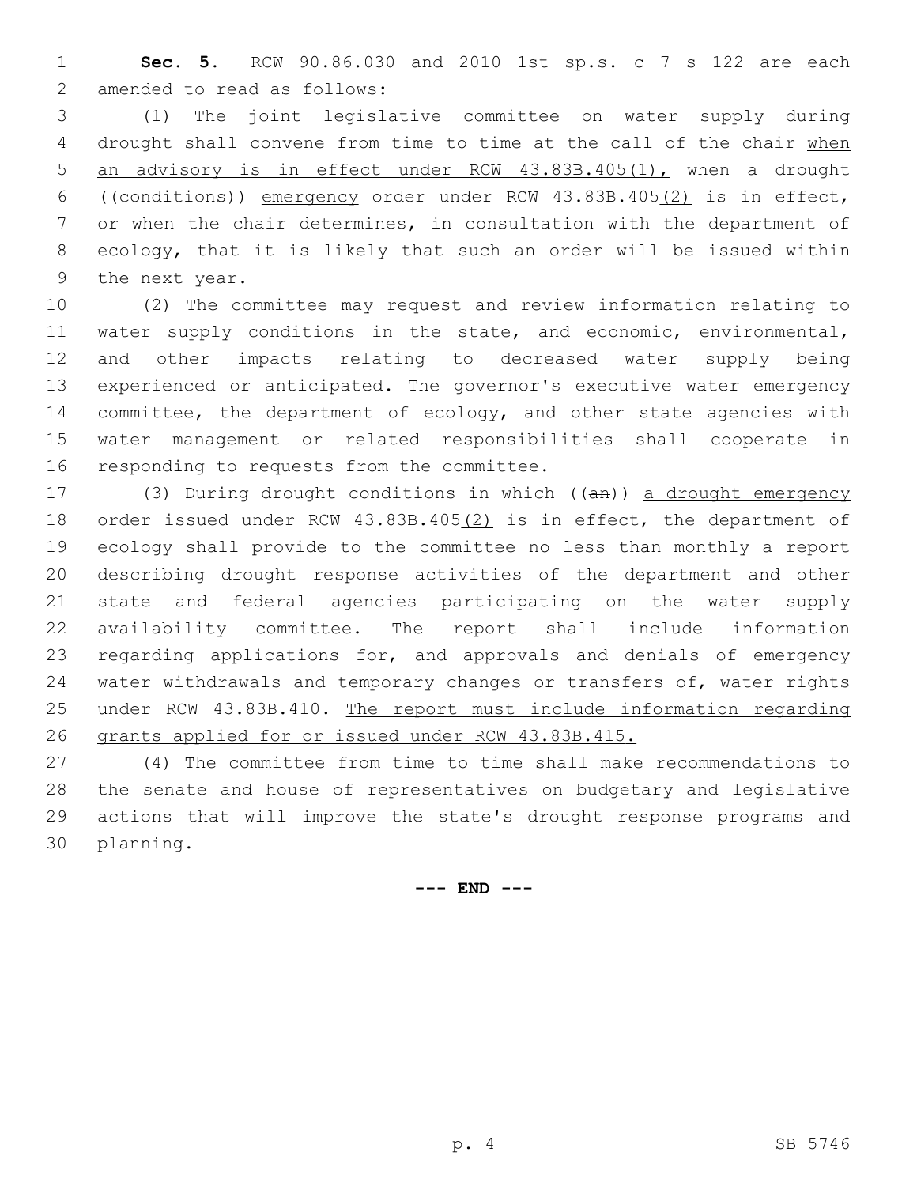**Sec. 5.** RCW 90.86.030 and 2010 1st sp.s. c 7 s 122 are each amended to read as follows:

(1) The joint legislative committee on water supply during drought shall convene from time to time at the call of the chair when an advisory is in effect under RCW 43.83B.405(1), when a drought ((~~conditions~~)) emergency order under RCW 43.83B.405(2) is in effect, or when the chair determines, in consultation with the department of ecology, that it is likely that such an order will be issued within the next year.

(2) The committee may request and review information relating to water supply conditions in the state, and economic, environmental, and other impacts relating to decreased water supply being experienced or anticipated. The governor's executive water emergency committee, the department of ecology, and other state agencies with water management or related responsibilities shall cooperate in responding to requests from the committee.

(3) During drought conditions in which ((~~an~~)) a drought emergency order issued under RCW 43.83B.405(2) is in effect, the department of ecology shall provide to the committee no less than monthly a report describing drought response activities of the department and other state and federal agencies participating on the water supply availability committee. The report shall include information regarding applications for, and approvals and denials of emergency water withdrawals and temporary changes or transfers of, water rights under RCW 43.83B.410. The report must include information regarding grants applied for or issued under RCW 43.83B.415.

(4) The committee from time to time shall make recommendations to the senate and house of representatives on budgetary and legislative actions that will improve the state's drought response programs and planning.

**--- END ---**